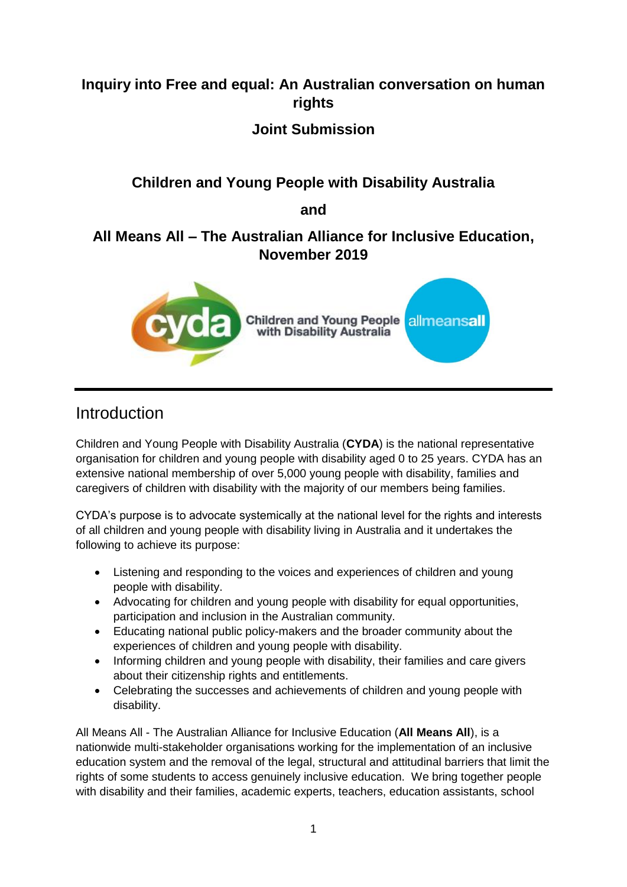**Inquiry into Free and equal: An Australian conversation on human rights**

**Joint Submission**

**Children and Young People with Disability Australia**

**and**

**All Means All – The Australian Alliance for Inclusive Education, November 2019**

## Introduction

Children and Young People with Disability Australia (**CYDA**) is the national representative organisation for children and young people with disability aged 0 to 25 years. CYDA has an extensive national membership of over 5,000 young people with disability, families and caregivers of children with disability with the majority of our members being families.

CYDA's purpose is to advocate systemically at the national level for the rights and interests of all children and young people with disability living in Australia and it undertakes the following to achieve its purpose:

- Listening and responding to the voices and experiences of children and young people with disability.
- Advocating for children and young people with disability for equal opportunities, participation and inclusion in the Australian community.
- Educating national public policy-makers and the broader community about the experiences of children and young people with disability.
- Informing children and young people with disability, their families and care givers about their citizenship rights and entitlements.
- Celebrating the successes and achievements of children and young people with disability.

All Means All - The Australian Alliance for Inclusive Education (**All Means All**), is a nationwide multi-stakeholder organisations working for the implementation of an inclusive education system and the removal of the legal, structural and attitudinal barriers that limit the rights of some students to access genuinely inclusive education. We bring together people with disability and their families, academic experts, teachers, education assistants, school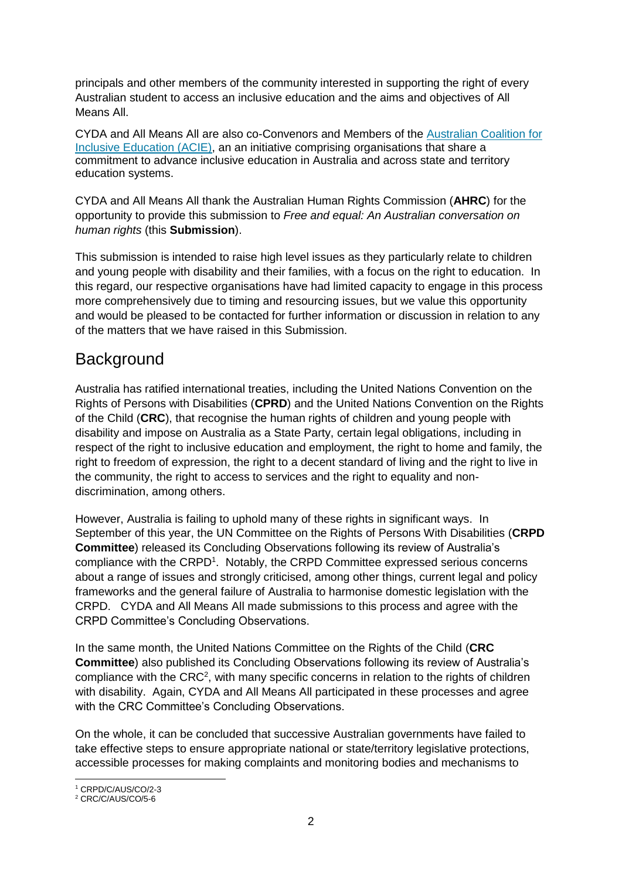principals and other members of the community interested in supporting the right of every Australian student to access an inclusive education and the aims and objectives of All Means All.

CYDA and All Means All are also co-Convenors and Members of the [Australian Coalition for Inclusive Education (ACIE)](), an an initiative comprising organisations that share a commitment to advance inclusive education in Australia and across state and territory education systems.

CYDA and All Means All thank the Australian Human Rights Commission (**AHRC**) for the opportunity to provide this submission to *Free and equal: An Australian conversation on human rights* (this **Submission**).

This submission is intended to raise high level issues as they particularly relate to children and young people with disability and their families, with a focus on the right to education. In this regard, our respective organisations have had limited capacity to engage in this process more comprehensively due to timing and resourcing issues, but we value this opportunity and would be pleased to be contacted for further information or discussion in relation to any of the matters that we have raised in this Submission.

## Background

Australia has ratified international treaties, including the United Nations Convention on the Rights of Persons with Disabilities (**CPRD**) and the United Nations Convention on the Rights of the Child (**CRC**), that recognise the human rights of children and young people with disability and impose on Australia as a State Party, certain legal obligations, including in respect of the right to inclusive education and employment, the right to home and family, the right to freedom of expression, the right to a decent standard of living and the right to live in the community, the right to access to services and the right to equality and non-discrimination, among others.

However, Australia is failing to uphold many of these rights in significant ways. In September of this year, the UN Committee on the Rights of Persons With Disabilities (**CRPD Committee**) released its Concluding Observations following its review of Australia's compliance with the CRPD[1]. Notably, the CRPD Committee expressed serious concerns about a range of issues and strongly criticised, among other things, current legal and policy frameworks and the general failure of Australia to harmonise domestic legislation with the CRPD. CYDA and All Means All made submissions to this process and agree with the CRPD Committee's Concluding Observations.

In the same month, the United Nations Committee on the Rights of the Child (**CRC Committee**) also published its Concluding Observations following its review of Australia's compliance with the CRC[2], with many specific concerns in relation to the rights of children with disability. Again, CYDA and All Means All participated in these processes and agree with the CRC Committee's Concluding Observations.

On the whole, it can be concluded that successive Australian governments have failed to take effective steps to ensure appropriate national or state/territory legislative protections, accessible processes for making complaints and monitoring bodies and mechanisms to

[1] CRPD/C/AUS/CO/2-3
[2] CRC/C/AUS/CO/5-6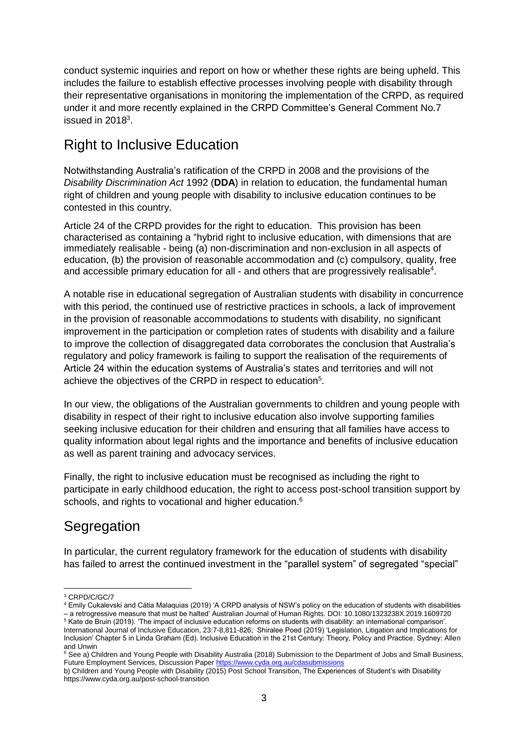conduct systemic inquiries and report on how or whether these rights are being upheld. This includes the failure to establish effective processes involving people with disability through their representative organisations in monitoring the implementation of the CRPD, as required under it and more recently explained in the CRPD Committee's General Comment No.7 issued in 2018[3].

## Right to Inclusive Education

Notwithstanding Australia's ratification of the CRPD in 2008 and the provisions of the *Disability Discrimination Act* 1992 (**DDA**) in relation to education, the fundamental human right of children and young people with disability to inclusive education continues to be contested in this country.

Article 24 of the CRPD provides for the right to education. This provision has been characterised as containing a "hybrid right to inclusive education, with dimensions that are immediately realisable - being (a) non-discrimination and non-exclusion in all aspects of education, (b) the provision of reasonable accommodation and (c) compulsory, quality, free and accessible primary education for all - and others that are progressively realisable[4].

A notable rise in educational segregation of Australian students with disability in concurrence with this period, the continued use of restrictive practices in schools, a lack of improvement in the provision of reasonable accommodations to students with disability, no significant improvement in the participation or completion rates of students with disability and a failure to improve the collection of disaggregated data corroborates the conclusion that Australia's regulatory and policy framework is failing to support the realisation of the requirements of Article 24 within the education systems of Australia's states and territories and will not achieve the objectives of the CRPD in respect to education[5].

In our view, the obligations of the Australian governments to children and young people with disability in respect of their right to inclusive education also involve supporting families seeking inclusive education for their children and ensuring that all families have access to quality information about legal rights and the importance and benefits of inclusive education as well as parent training and advocacy services.

Finally, the right to inclusive education must be recognised as including the right to participate in early childhood education, the right to access post-school transition support by schools, and rights to vocational and higher education.[6]

## Segregation

In particular, the current regulatory framework for the education of students with disability has failed to arrest the continued investment in the "parallel system" of segregated "special"

---

[3] CRPD/C/GC/7

[4] Emily Cukalevski and Cátia Malaquias (2019) 'A CRPD analysis of NSW's policy on the education of students with disabilities – a retrogressive measure that must be halted' Australian Journal of Human Rights. DOI: 10.1080/1323238X.2019.1609720

[5] Kate de Bruin (2019). 'The impact of inclusive education reforms on students with disability: an international comparison'. International Journal of Inclusive Education, 23:7-8,811-826; Shiralee Poed (2019) 'Legislation, Litigation and Implications for Inclusion' Chapter 5 in Linda Graham (Ed). Inclusive Education in the 21st Century: Theory, Policy and Practice. Sydney: Allen and Unwin

[6] See a) Children and Young People with Disability Australia (2018) Submission to the Department of Jobs and Small Business, Future Employment Services, Discussion Paper https://www.cyda.org.au/cdasubmissions

b) Children and Young People with Disability (2015) Post School Transition, The Experiences of Student's with Disability https://www.cyda.org.au/post-school-transition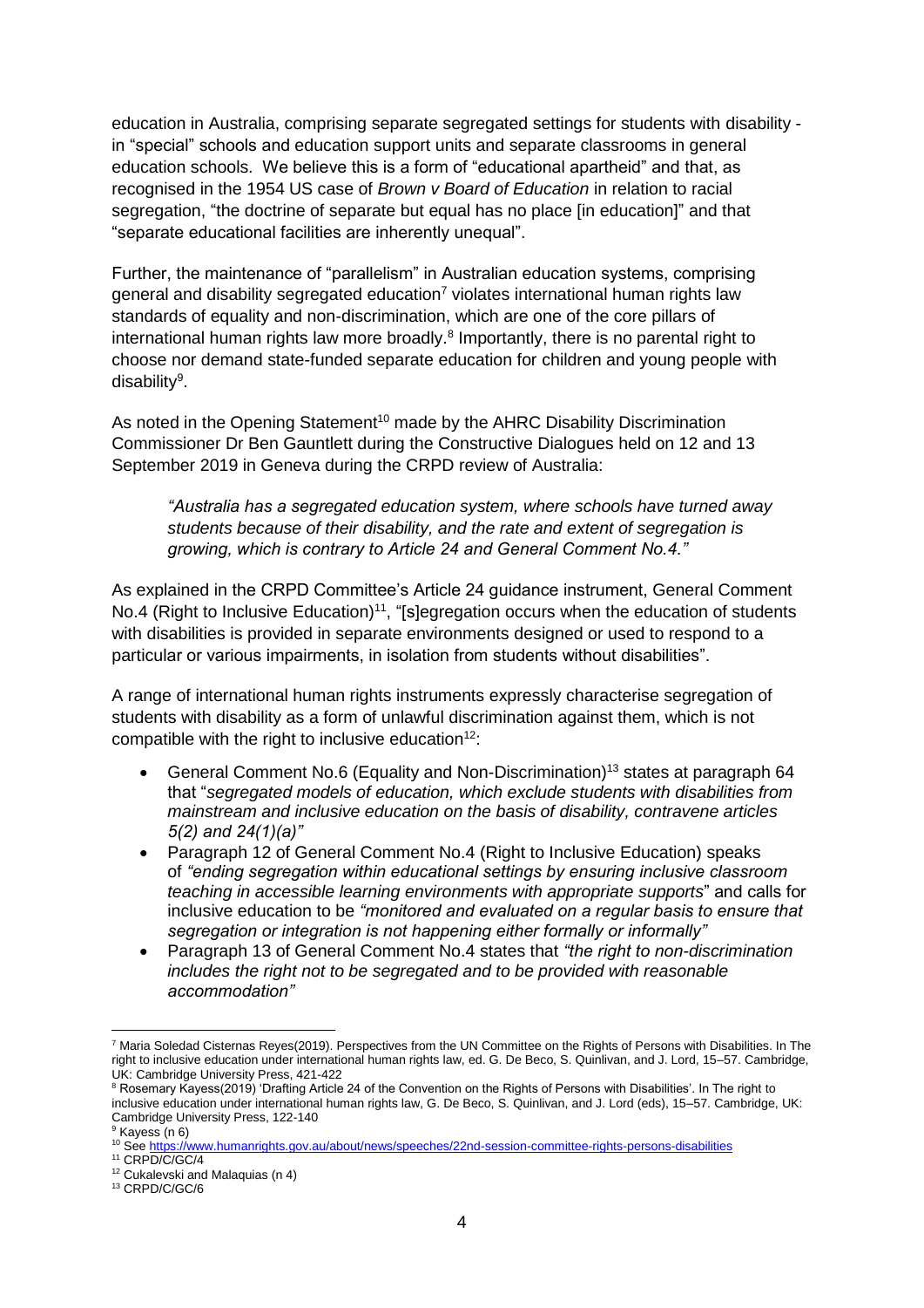education in Australia, comprising separate segregated settings for students with disability - in "special" schools and education support units and separate classrooms in general education schools. We believe this is a form of "educational apartheid" and that, as recognised in the 1954 US case of *Brown v Board of Education* in relation to racial segregation, "the doctrine of separate but equal has no place [in education]" and that "separate educational facilities are inherently unequal".

Further, the maintenance of "parallelism" in Australian education systems, comprising general and disability segregated education[7] violates international human rights law standards of equality and non-discrimination, which are one of the core pillars of international human rights law more broadly.[8] Importantly, there is no parental right to choose nor demand state-funded separate education for children and young people with disability[9].

As noted in the Opening Statement[10] made by the AHRC Disability Discrimination Commissioner Dr Ben Gauntlett during the Constructive Dialogues held on 12 and 13 September 2019 in Geneva during the CRPD review of Australia:

> *"Australia has a segregated education system, where schools have turned away students because of their disability, and the rate and extent of segregation is growing, which is contrary to Article 24 and General Comment No.4."*

As explained in the CRPD Committee's Article 24 guidance instrument, General Comment No.4 (Right to Inclusive Education)[11], "[s]egregation occurs when the education of students with disabilities is provided in separate environments designed or used to respond to a particular or various impairments, in isolation from students without disabilities".

A range of international human rights instruments expressly characterise segregation of students with disability as a form of unlawful discrimination against them, which is not compatible with the right to inclusive education[12]:

- General Comment No.6 (Equality and Non-Discrimination)[13] states at paragraph 64 that "*segregated models of education, which exclude students with disabilities from mainstream and inclusive education on the basis of disability, contravene articles 5(2) and 24(1)(a)"*
- Paragraph 12 of General Comment No.4 (Right to Inclusive Education) speaks of *"ending segregation within educational settings by ensuring inclusive classroom teaching in accessible learning environments with appropriate supports*" and calls for inclusive education to be *"monitored and evaluated on a regular basis to ensure that segregation or integration is not happening either formally or informally"*
- Paragraph 13 of General Comment No.4 states that *"the right to non-discrimination includes the right not to be segregated and to be provided with reasonable accommodation"*

---

[7] Maria Soledad Cisternas Reyes(2019). Perspectives from the UN Committee on the Rights of Persons with Disabilities. In The right to inclusive education under international human rights law, ed. G. De Beco, S. Quinlivan, and J. Lord, 15–57. Cambridge, UK: Cambridge University Press, 421-422

[8] Rosemary Kayess(2019) 'Drafting Article 24 of the Convention on the Rights of Persons with Disabilities'. In The right to inclusive education under international human rights law, G. De Beco, S. Quinlivan, and J. Lord (eds), 15–57. Cambridge, UK: Cambridge University Press, 122-140

[9] Kayess (n 6)

[10] See https://www.humanrights.gov.au/about/news/speeches/22nd-session-committee-rights-persons-disabilities

[11] CRPD/C/GC/4

[12] Cukalevski and Malaquias (n 4)

[13] CRPD/C/GC/6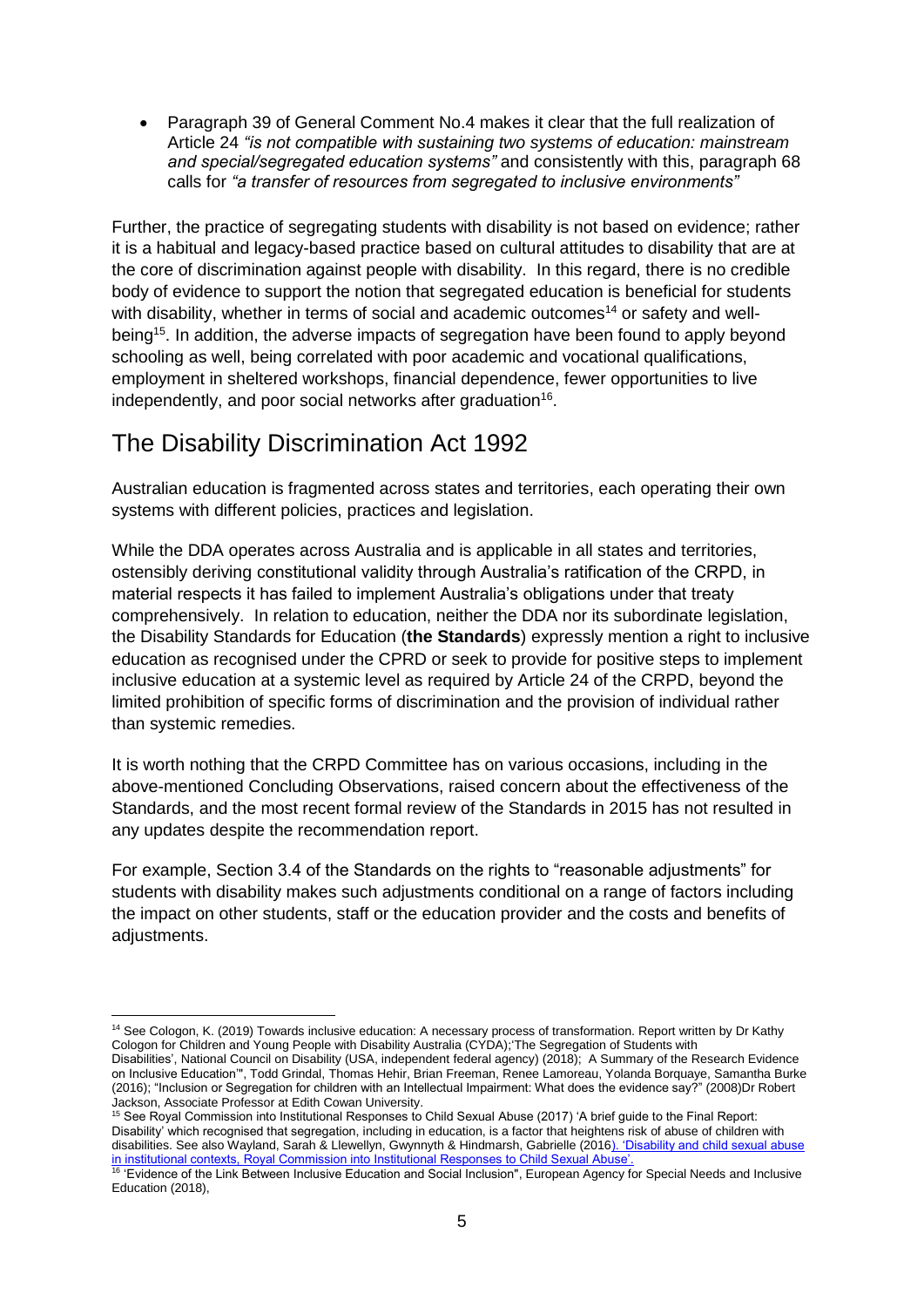- Paragraph 39 of General Comment No.4 makes it clear that the full realization of Article 24 *"is not compatible with sustaining two systems of education: mainstream and special/segregated education systems"* and consistently with this, paragraph 68 calls for *"a transfer of resources from segregated to inclusive environments"*

Further, the practice of segregating students with disability is not based on evidence; rather it is a habitual and legacy-based practice based on cultural attitudes to disability that are at the core of discrimination against people with disability. In this regard, there is no credible body of evidence to support the notion that segregated education is beneficial for students with disability, whether in terms of social and academic outcomes[14] or safety and well-being[15]. In addition, the adverse impacts of segregation have been found to apply beyond schooling as well, being correlated with poor academic and vocational qualifications, employment in sheltered workshops, financial dependence, fewer opportunities to live independently, and poor social networks after graduation[16].

## The Disability Discrimination Act 1992

Australian education is fragmented across states and territories, each operating their own systems with different policies, practices and legislation.

While the DDA operates across Australia and is applicable in all states and territories, ostensibly deriving constitutional validity through Australia's ratification of the CRPD, in material respects it has failed to implement Australia's obligations under that treaty comprehensively. In relation to education, neither the DDA nor its subordinate legislation, the Disability Standards for Education (**the Standards**) expressly mention a right to inclusive education as recognised under the CPRD or seek to provide for positive steps to implement inclusive education at a systemic level as required by Article 24 of the CRPD, beyond the limited prohibition of specific forms of discrimination and the provision of individual rather than systemic remedies.

It is worth nothing that the CRPD Committee has on various occasions, including in the above-mentioned Concluding Observations, raised concern about the effectiveness of the Standards, and the most recent formal review of the Standards in 2015 has not resulted in any updates despite the recommendation report.

For example, Section 3.4 of the Standards on the rights to "reasonable adjustments" for students with disability makes such adjustments conditional on a range of factors including the impact on other students, staff or the education provider and the costs and benefits of adjustments.

---

[14] See Cologon, K. (2019) Towards inclusive education: A necessary process of transformation. Report written by Dr Kathy Cologon for Children and Young People with Disability Australia (CYDA);'The Segregation of Students with Disabilities', National Council on Disability (USA, independent federal agency) (2018); A Summary of the Research Evidence on Inclusive Education'", Todd Grindal, Thomas Hehir, Brian Freeman, Renee Lamoreau, Yolanda Borquaye, Samantha Burke (2016); "Inclusion or Segregation for children with an Intellectual Impairment: What does the evidence say?" (2008)Dr Robert Jackson, Associate Professor at Edith Cowan University.

[15] See Royal Commission into Institutional Responses to Child Sexual Abuse (2017) 'A brief guide to the Final Report: Disability' which recognised that segregation, including in education, is a factor that heightens risk of abuse of children with disabilities. See also Wayland, Sarah & Llewellyn, Gwynnyth & Hindmarsh, Gabrielle (2016). 'Disability and child sexual abuse in institutional contexts, Royal Commission into Institutional Responses to Child Sexual Abuse'.

[16] 'Evidence of the Link Between Inclusive Education and Social Inclusion", European Agency for Special Needs and Inclusive Education (2018),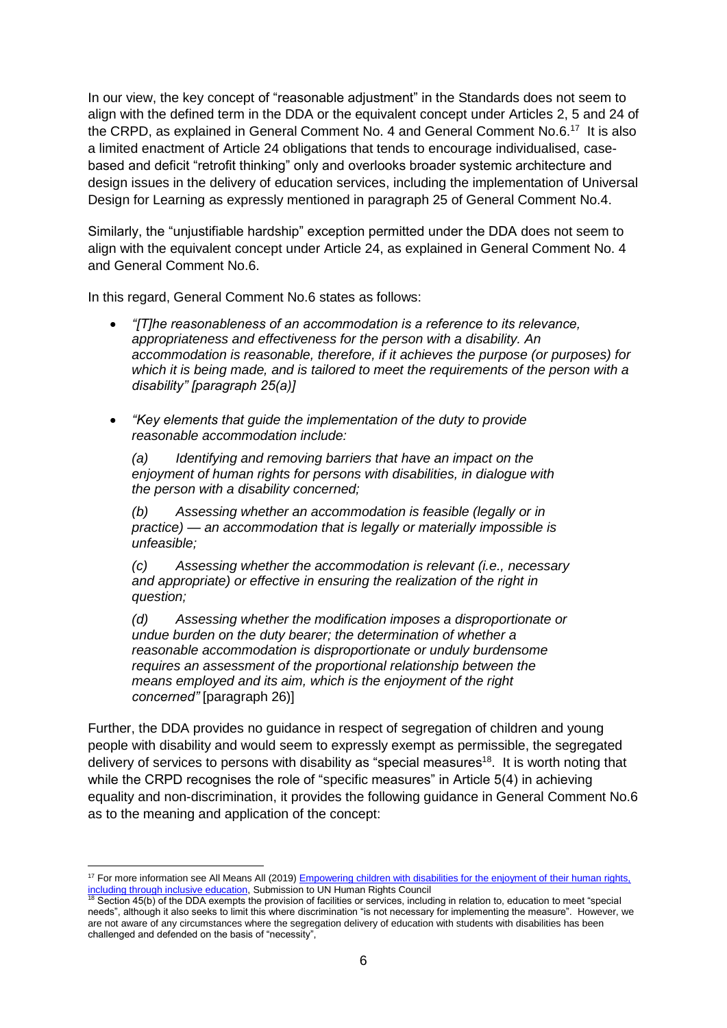In our view, the key concept of "reasonable adjustment" in the Standards does not seem to align with the defined term in the DDA or the equivalent concept under Articles 2, 5 and 24 of the CRPD, as explained in General Comment No. 4 and General Comment No.6.[17] It is also a limited enactment of Article 24 obligations that tends to encourage individualised, case-based and deficit "retrofit thinking" only and overlooks broader systemic architecture and design issues in the delivery of education services, including the implementation of Universal Design for Learning as expressly mentioned in paragraph 25 of General Comment No.4.

Similarly, the "unjustifiable hardship" exception permitted under the DDA does not seem to align with the equivalent concept under Article 24, as explained in General Comment No. 4 and General Comment No.6.

In this regard, General Comment No.6 states as follows:

- *"[T]he reasonableness of an accommodation is a reference to its relevance, appropriateness and effectiveness for the person with a disability. An accommodation is reasonable, therefore, if it achieves the purpose (or purposes) for which it is being made, and is tailored to meet the requirements of the person with a disability" [paragraph 25(a)]*

- *"Key elements that guide the implementation of the duty to provide reasonable accommodation include:*

  *(a) Identifying and removing barriers that have an impact on the enjoyment of human rights for persons with disabilities, in dialogue with the person with a disability concerned;*

  *(b) Assessing whether an accommodation is feasible (legally or in practice) — an accommodation that is legally or materially impossible is unfeasible;*

  *(c) Assessing whether the accommodation is relevant (i.e., necessary and appropriate) or effective in ensuring the realization of the right in question;*

  *(d) Assessing whether the modification imposes a disproportionate or undue burden on the duty bearer; the determination of whether a reasonable accommodation is disproportionate or unduly burdensome requires an assessment of the proportional relationship between the means employed and its aim, which is the enjoyment of the right concerned"* [paragraph 26)]

Further, the DDA provides no guidance in respect of segregation of children and young people with disability and would seem to expressly exempt as permissible, the segregated delivery of services to persons with disability as "special measures[18]. It is worth noting that while the CRPD recognises the role of "specific measures" in Article 5(4) in achieving equality and non-discrimination, it provides the following guidance in General Comment No.6 as to the meaning and application of the concept:

---

[17] For more information see All Means All (2019) Empowering children with disabilities for the enjoyment of their human rights, including through inclusive education, Submission to UN Human Rights Council

[18] Section 45(b) of the DDA exempts the provision of facilities or services, including in relation to, education to meet "special needs", although it also seeks to limit this where discrimination "is not necessary for implementing the measure". However, we are not aware of any circumstances where the segregation delivery of education with students with disabilities has been challenged and defended on the basis of "necessity",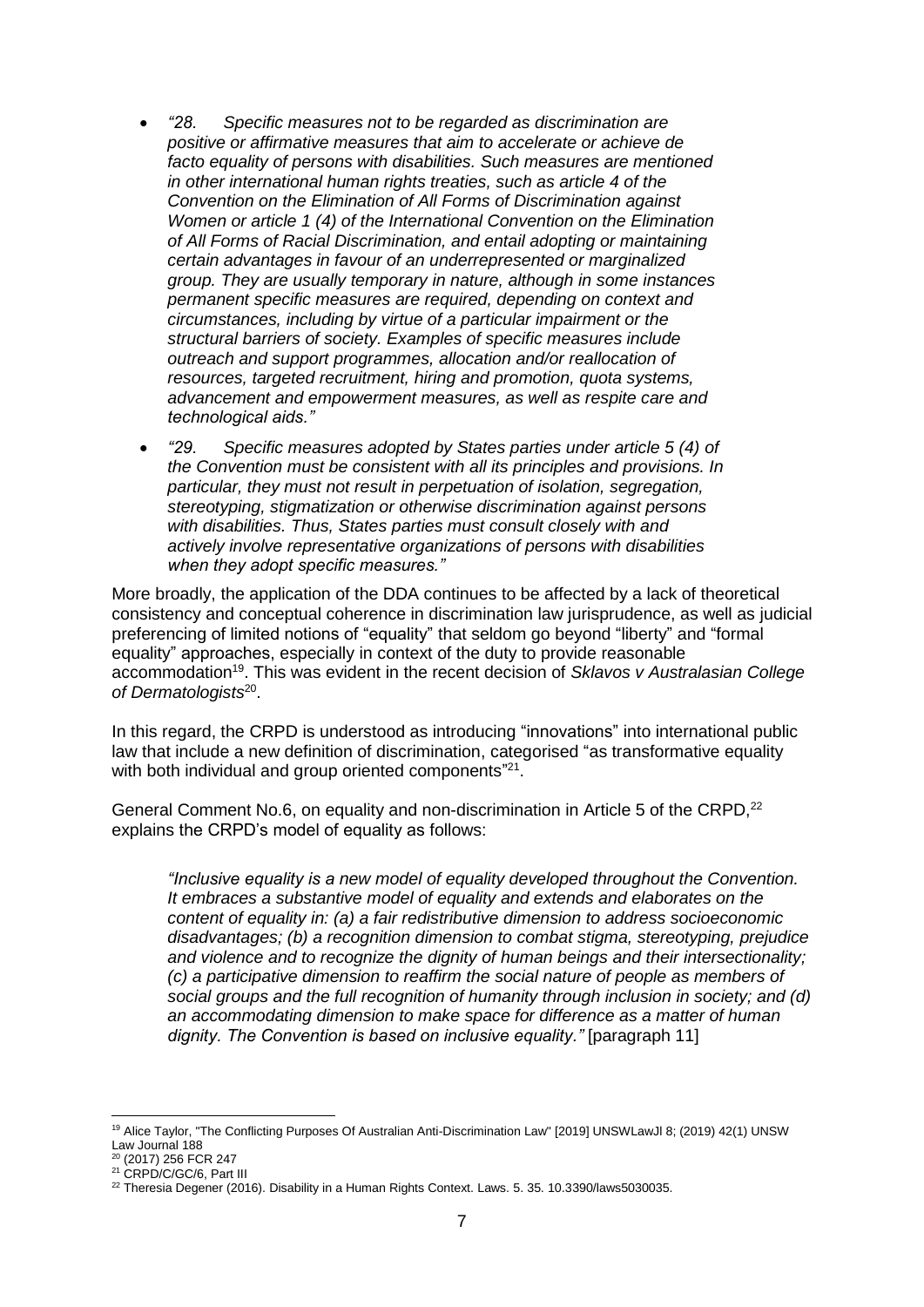- *"28. Specific measures not to be regarded as discrimination are positive or affirmative measures that aim to accelerate or achieve de facto equality of persons with disabilities. Such measures are mentioned in other international human rights treaties, such as article 4 of the Convention on the Elimination of All Forms of Discrimination against Women or article 1 (4) of the International Convention on the Elimination of All Forms of Racial Discrimination, and entail adopting or maintaining certain advantages in favour of an underrepresented or marginalized group. They are usually temporary in nature, although in some instances permanent specific measures are required, depending on context and circumstances, including by virtue of a particular impairment or the structural barriers of society. Examples of specific measures include outreach and support programmes, allocation and/or reallocation of resources, targeted recruitment, hiring and promotion, quota systems, advancement and empowerment measures, as well as respite care and technological aids."*
- *"29. Specific measures adopted by States parties under article 5 (4) of the Convention must be consistent with all its principles and provisions. In particular, they must not result in perpetuation of isolation, segregation, stereotyping, stigmatization or otherwise discrimination against persons with disabilities. Thus, States parties must consult closely with and actively involve representative organizations of persons with disabilities when they adopt specific measures."*

More broadly, the application of the DDA continues to be affected by a lack of theoretical consistency and conceptual coherence in discrimination law jurisprudence, as well as judicial preferencing of limited notions of "equality" that seldom go beyond "liberty" and "formal equality" approaches, especially in context of the duty to provide reasonable accommodation[19]. This was evident in the recent decision of *Sklavos v Australasian College of Dermatologists*[20].

In this regard, the CRPD is understood as introducing "innovations" into international public law that include a new definition of discrimination, categorised "as transformative equality with both individual and group oriented components"[21].

General Comment No.6, on equality and non-discrimination in Article 5 of the CRPD,[22] explains the CRPD's model of equality as follows:

> *"Inclusive equality is a new model of equality developed throughout the Convention. It embraces a substantive model of equality and extends and elaborates on the content of equality in: (a) a fair redistributive dimension to address socioeconomic disadvantages; (b) a recognition dimension to combat stigma, stereotyping, prejudice and violence and to recognize the dignity of human beings and their intersectionality; (c) a participative dimension to reaffirm the social nature of people as members of social groups and the full recognition of humanity through inclusion in society; and (d) an accommodating dimension to make space for difference as a matter of human dignity. The Convention is based on inclusive equality."* [paragraph 11]

---

[19] Alice Taylor, "The Conflicting Purposes Of Australian Anti-Discrimination Law" [2019] UNSWLawJl 8; (2019) 42(1) UNSW Law Journal 188

[20] (2017) 256 FCR 247

[21] CRPD/C/GC/6, Part III

[22] Theresia Degener (2016). Disability in a Human Rights Context. Laws. 5. 35. 10.3390/laws5030035.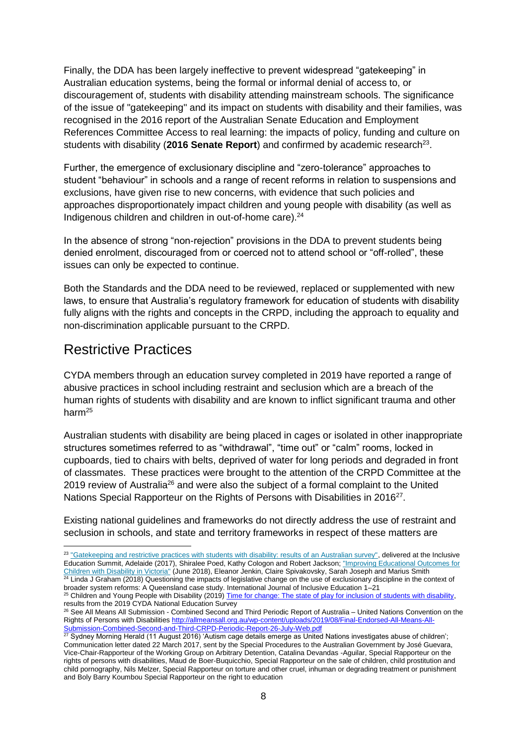Finally, the DDA has been largely ineffective to prevent widespread "gatekeeping" in Australian education systems, being the formal or informal denial of access to, or discouragement of, students with disability attending mainstream schools. The significance of the issue of "gatekeeping" and its impact on students with disability and their families, was recognised in the 2016 report of the Australian Senate Education and Employment References Committee Access to real learning: the impacts of policy, funding and culture on students with disability (**2016 Senate Report**) and confirmed by academic research[23].

Further, the emergence of exclusionary discipline and "zero-tolerance" approaches to student "behaviour" in schools and a range of recent reforms in relation to suspensions and exclusions, have given rise to new concerns, with evidence that such policies and approaches disproportionately impact children and young people with disability (as well as Indigenous children and children in out-of-home care).[24]

In the absence of strong "non-rejection" provisions in the DDA to prevent students being denied enrolment, discouraged from or coerced not to attend school or "off-rolled", these issues can only be expected to continue.

Both the Standards and the DDA need to be reviewed, replaced or supplemented with new laws, to ensure that Australia's regulatory framework for education of students with disability fully aligns with the rights and concepts in the CRPD, including the approach to equality and non-discrimination applicable pursuant to the CRPD.

## Restrictive Practices

CYDA members through an education survey completed in 2019 have reported a range of abusive practices in school including restraint and seclusion which are a breach of the human rights of students with disability and are known to inflict significant trauma and other harm[25]

Australian students with disability are being placed in cages or isolated in other inappropriate structures sometimes referred to as "withdrawal", "time out" or "calm" rooms, locked in cupboards, tied to chairs with belts, deprived of water for long periods and degraded in front of classmates. These practices were brought to the attention of the CRPD Committee at the 2019 review of Australia[26] and were also the subject of a formal complaint to the United Nations Special Rapporteur on the Rights of Persons with Disabilities in 2016[27].

Existing national guidelines and frameworks do not directly address the use of restraint and seclusion in schools, and state and territory frameworks in respect of these matters are

---

[23] "Gatekeeping and restrictive practices with students with disability: results of an Australian survey", delivered at the Inclusive Education Summit, Adelaide (2017), Shiralee Poed, Kathy Cologon and Robert Jackson; "Improving Educational Outcomes for Children with Disability in Victoria" (June 2018), Eleanor Jenkin, Claire Spivakovsky, Sarah Joseph and Marius Smith

[24] Linda J Graham (2018) Questioning the impacts of legislative change on the use of exclusionary discipline in the context of broader system reforms: A Queensland case study. International Journal of Inclusive Education 1–21

[25] Children and Young People with Disability (2019) Time for change: The state of play for inclusion of students with disability, results from the 2019 CYDA National Education Survey

[26] See All Means All Submission - Combined Second and Third Periodic Report of Australia – United Nations Convention on the Rights of Persons with Disabilities http://allmeansall.org.au/wp-content/uploads/2019/08/Final-Endorsed-All-Means-All-Submission-Combined-Second-and-Third-CRPD-Periodic-Report-26-July-Web.pdf

[27] Sydney Morning Herald (11 August 2016) 'Autism cage details emerge as United Nations investigates abuse of children'; Communication letter dated 22 March 2017, sent by the Special Procedures to the Australian Government by José Guevara, Vice-Chair-Rapporteur of the Working Group on Arbitrary Detention, Catalina Devandas -Aguilar, Special Rapporteur on the rights of persons with disabilities, Maud de Boer-Buquicchio, Special Rapporteur on the sale of children, child prostitution and child pornography, Nils Melzer, Special Rapporteur on torture and other cruel, inhuman or degrading treatment or punishment and Boly Barry Koumbou Special Rapporteur on the right to education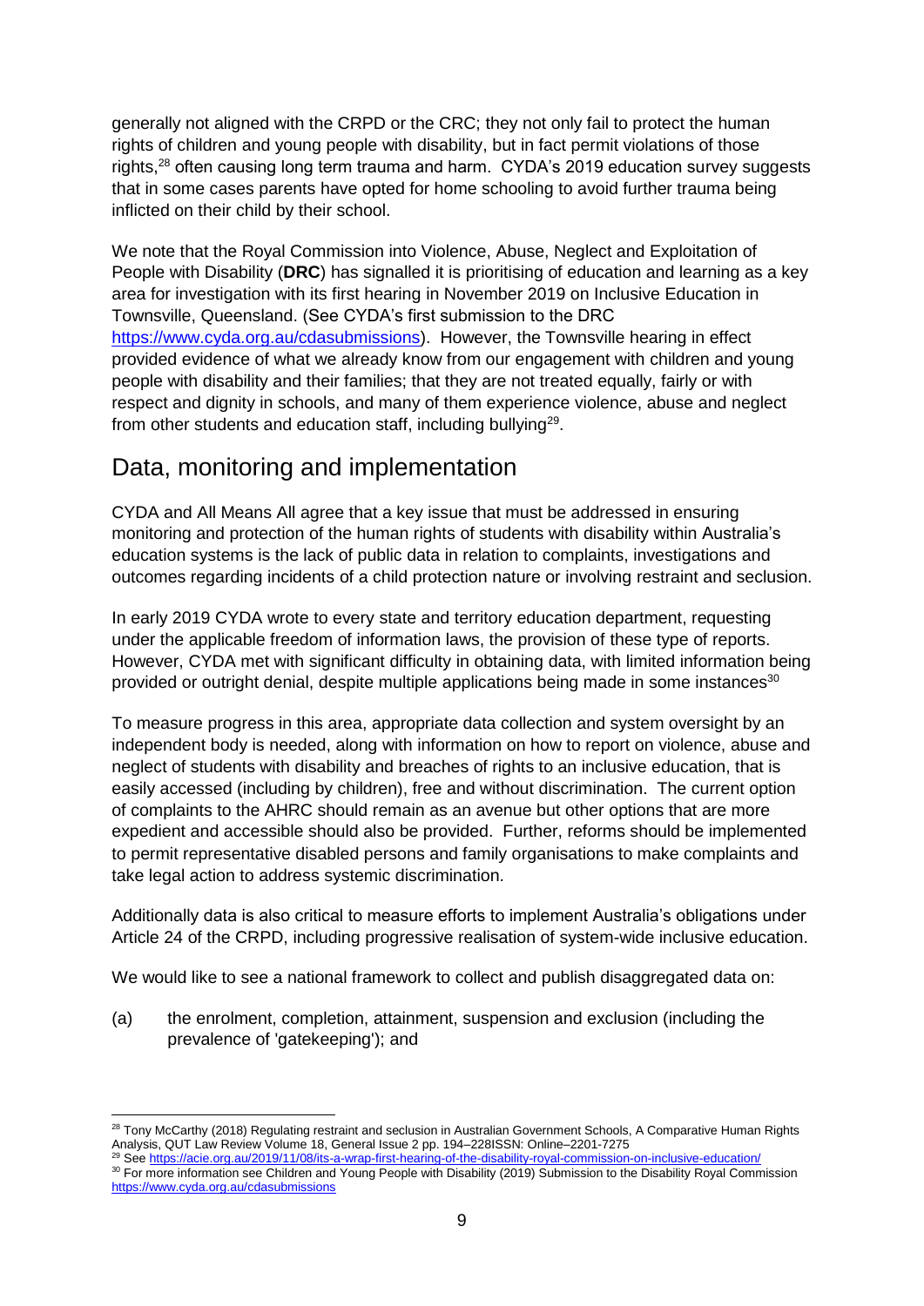generally not aligned with the CRPD or the CRC; they not only fail to protect the human rights of children and young people with disability, but in fact permit violations of those rights,[28] often causing long term trauma and harm. CYDA's 2019 education survey suggests that in some cases parents have opted for home schooling to avoid further trauma being inflicted on their child by their school.

We note that the Royal Commission into Violence, Abuse, Neglect and Exploitation of People with Disability (**DRC**) has signalled it is prioritising of education and learning as a key area for investigation with its first hearing in November 2019 on Inclusive Education in Townsville, Queensland. (See CYDA's first submission to the DRC https://www.cyda.org.au/cdasubmissions). However, the Townsville hearing in effect provided evidence of what we already know from our engagement with children and young people with disability and their families; that they are not treated equally, fairly or with respect and dignity in schools, and many of them experience violence, abuse and neglect from other students and education staff, including bullying[29].

## Data, monitoring and implementation

CYDA and All Means All agree that a key issue that must be addressed in ensuring monitoring and protection of the human rights of students with disability within Australia's education systems is the lack of public data in relation to complaints, investigations and outcomes regarding incidents of a child protection nature or involving restraint and seclusion.

In early 2019 CYDA wrote to every state and territory education department, requesting under the applicable freedom of information laws, the provision of these type of reports. However, CYDA met with significant difficulty in obtaining data, with limited information being provided or outright denial, despite multiple applications being made in some instances[30]

To measure progress in this area, appropriate data collection and system oversight by an independent body is needed, along with information on how to report on violence, abuse and neglect of students with disability and breaches of rights to an inclusive education, that is easily accessed (including by children), free and without discrimination. The current option of complaints to the AHRC should remain as an avenue but other options that are more expedient and accessible should also be provided. Further, reforms should be implemented to permit representative disabled persons and family organisations to make complaints and take legal action to address systemic discrimination.

Additionally data is also critical to measure efforts to implement Australia's obligations under Article 24 of the CRPD, including progressive realisation of system-wide inclusive education.

We would like to see a national framework to collect and publish disaggregated data on:

(a) the enrolment, completion, attainment, suspension and exclusion (including the prevalence of 'gatekeeping'); and

---

[28] Tony McCarthy (2018) Regulating restraint and seclusion in Australian Government Schools, A Comparative Human Rights Analysis, QUT Law Review Volume 18, General Issue 2 pp. 194–228ISSN: Online–2201-7275

[29] See https://acie.org.au/2019/11/08/its-a-wrap-first-hearing-of-the-disability-royal-commission-on-inclusive-education/

[30] For more information see Children and Young People with Disability (2019) Submission to the Disability Royal Commission https://www.cyda.org.au/cdasubmissions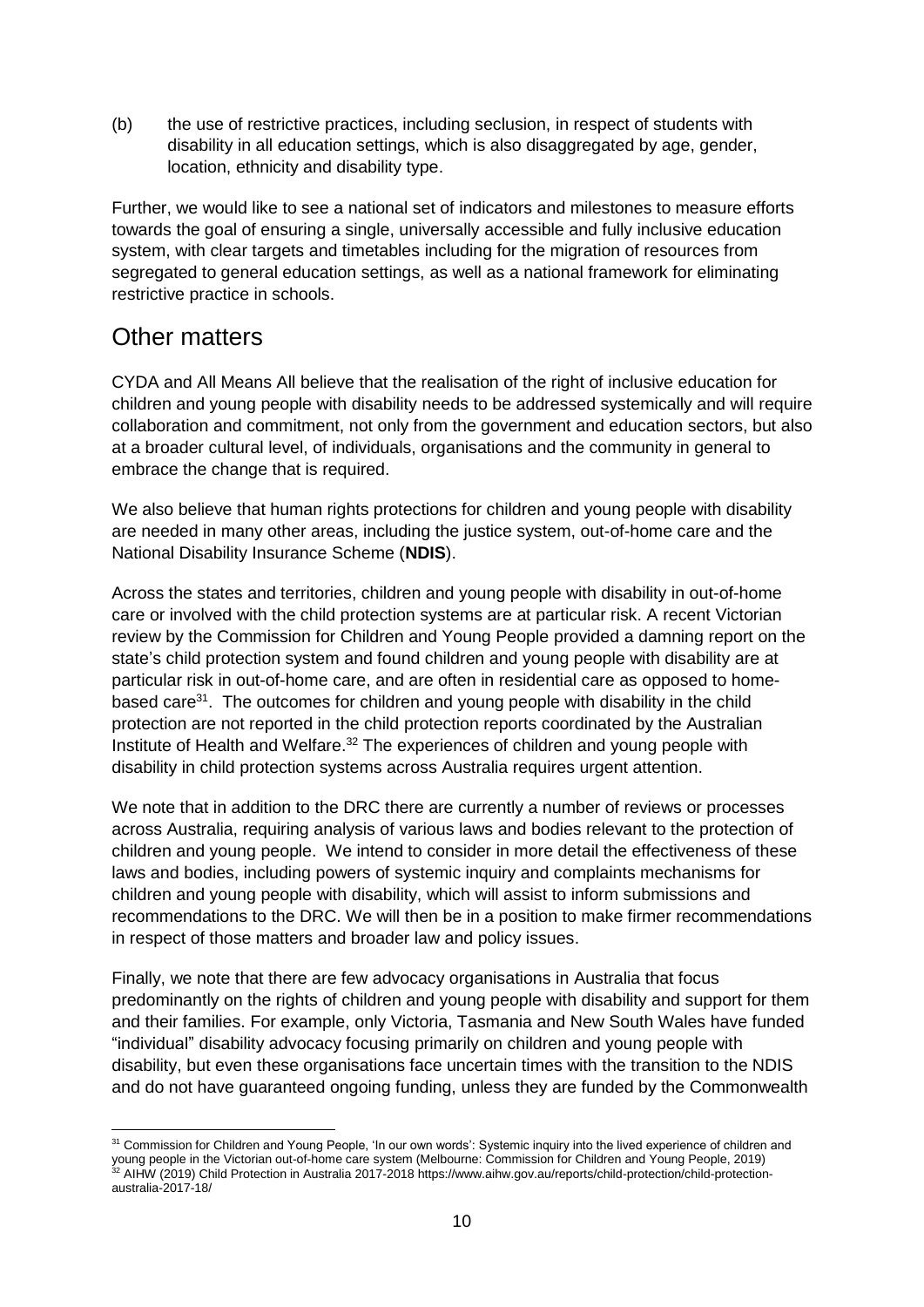(b) the use of restrictive practices, including seclusion, in respect of students with disability in all education settings, which is also disaggregated by age, gender, location, ethnicity and disability type.

Further, we would like to see a national set of indicators and milestones to measure efforts towards the goal of ensuring a single, universally accessible and fully inclusive education system, with clear targets and timetables including for the migration of resources from segregated to general education settings, as well as a national framework for eliminating restrictive practice in schools.

## Other matters

CYDA and All Means All believe that the realisation of the right of inclusive education for children and young people with disability needs to be addressed systemically and will require collaboration and commitment, not only from the government and education sectors, but also at a broader cultural level, of individuals, organisations and the community in general to embrace the change that is required.

We also believe that human rights protections for children and young people with disability are needed in many other areas, including the justice system, out-of-home care and the National Disability Insurance Scheme (**NDIS**).

Across the states and territories, children and young people with disability in out-of-home care or involved with the child protection systems are at particular risk. A recent Victorian review by the Commission for Children and Young People provided a damning report on the state's child protection system and found children and young people with disability are at particular risk in out-of-home care, and are often in residential care as opposed to home-based care[31]. The outcomes for children and young people with disability in the child protection are not reported in the child protection reports coordinated by the Australian Institute of Health and Welfare.[32] The experiences of children and young people with disability in child protection systems across Australia requires urgent attention.

We note that in addition to the DRC there are currently a number of reviews or processes across Australia, requiring analysis of various laws and bodies relevant to the protection of children and young people. We intend to consider in more detail the effectiveness of these laws and bodies, including powers of systemic inquiry and complaints mechanisms for children and young people with disability, which will assist to inform submissions and recommendations to the DRC. We will then be in a position to make firmer recommendations in respect of those matters and broader law and policy issues.

Finally, we note that there are few advocacy organisations in Australia that focus predominantly on the rights of children and young people with disability and support for them and their families. For example, only Victoria, Tasmania and New South Wales have funded "individual" disability advocacy focusing primarily on children and young people with disability, but even these organisations face uncertain times with the transition to the NDIS and do not have guaranteed ongoing funding, unless they are funded by the Commonwealth

---

[31] Commission for Children and Young People, 'In our own words': Systemic inquiry into the lived experience of children and young people in the Victorian out-of-home care system (Melbourne: Commission for Children and Young People, 2019)

[32] AIHW (2019) Child Protection in Australia 2017-2018 https://www.aihw.gov.au/reports/child-protection/child-protection-australia-2017-18/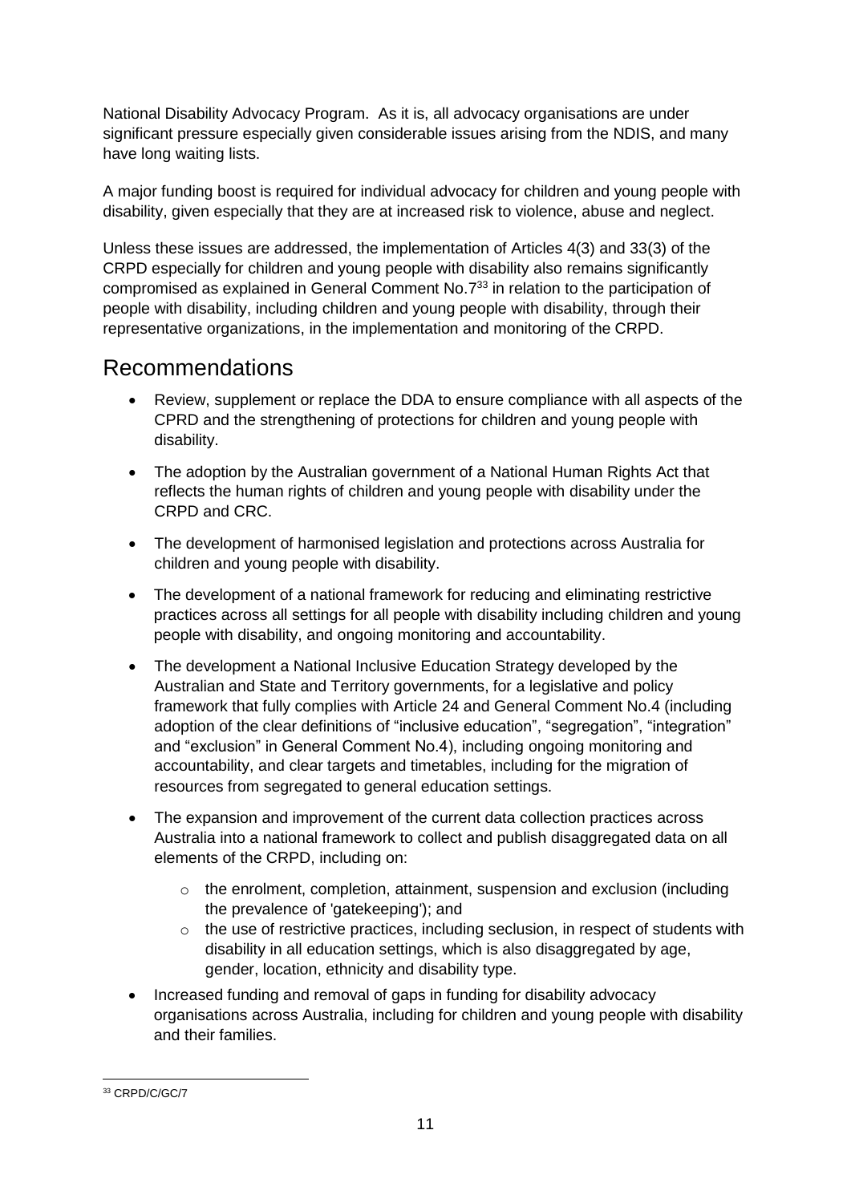National Disability Advocacy Program. As it is, all advocacy organisations are under significant pressure especially given considerable issues arising from the NDIS, and many have long waiting lists.

A major funding boost is required for individual advocacy for children and young people with disability, given especially that they are at increased risk to violence, abuse and neglect.

Unless these issues are addressed, the implementation of Articles 4(3) and 33(3) of the CRPD especially for children and young people with disability also remains significantly compromised as explained in General Comment No.7[33] in relation to the participation of people with disability, including children and young people with disability, through their representative organizations, in the implementation and monitoring of the CRPD.

## Recommendations

- Review, supplement or replace the DDA to ensure compliance with all aspects of the CPRD and the strengthening of protections for children and young people with disability.
- The adoption by the Australian government of a National Human Rights Act that reflects the human rights of children and young people with disability under the CRPD and CRC.
- The development of harmonised legislation and protections across Australia for children and young people with disability.
- The development of a national framework for reducing and eliminating restrictive practices across all settings for all people with disability including children and young people with disability, and ongoing monitoring and accountability.
- The development a National Inclusive Education Strategy developed by the Australian and State and Territory governments, for a legislative and policy framework that fully complies with Article 24 and General Comment No.4 (including adoption of the clear definitions of "inclusive education", "segregation", "integration" and "exclusion" in General Comment No.4), including ongoing monitoring and accountability, and clear targets and timetables, including for the migration of resources from segregated to general education settings.
- The expansion and improvement of the current data collection practices across Australia into a national framework to collect and publish disaggregated data on all elements of the CRPD, including on:
  - the enrolment, completion, attainment, suspension and exclusion (including the prevalence of 'gatekeeping'); and
  - the use of restrictive practices, including seclusion, in respect of students with disability in all education settings, which is also disaggregated by age, gender, location, ethnicity and disability type.
- Increased funding and removal of gaps in funding for disability advocacy organisations across Australia, including for children and young people with disability and their families.

[33] CRPD/C/GC/7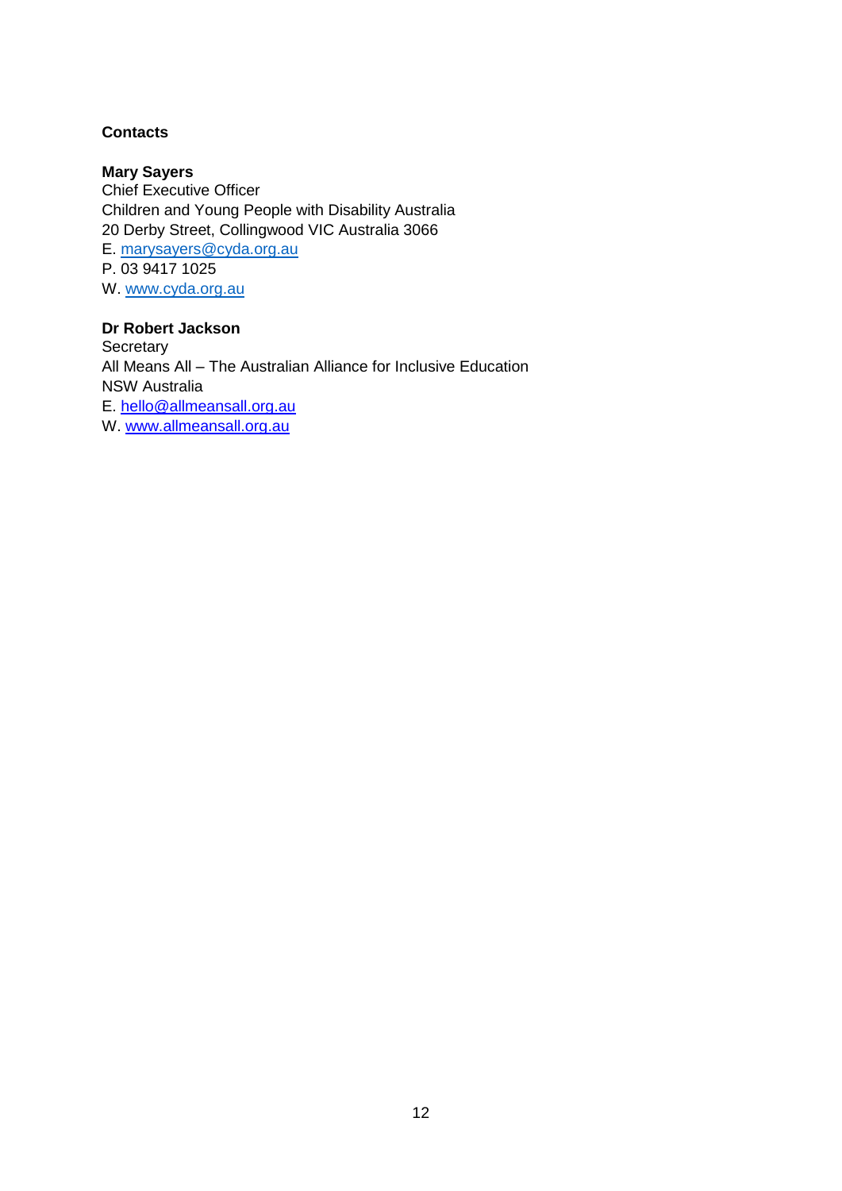## Contacts

**Mary Sayers**
Chief Executive Officer
Children and Young People with Disability Australia
20 Derby Street, Collingwood VIC Australia 3066
E. marysayers@cyda.org.au
P. 03 9417 1025
W. www.cyda.org.au

**Dr Robert Jackson**
Secretary
All Means All – The Australian Alliance for Inclusive Education
NSW Australia
E. hello@allmeansall.org.au
W. www.allmeansall.org.au